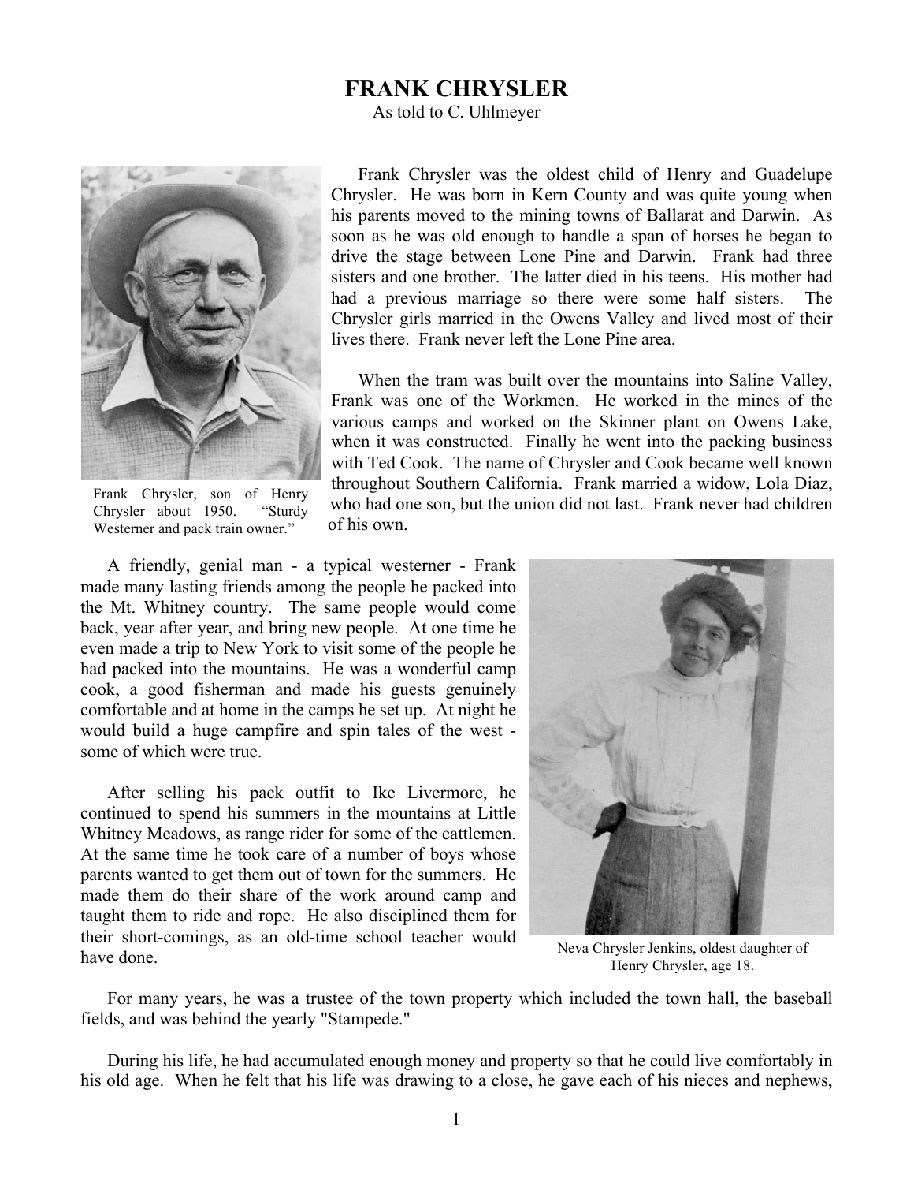# FRANK CHRYSLER

As told to C. Uhlmeyer

Frank Chrysler, son of Henry Chrysler about 1950. "Sturdy Westerner and pack train owner."

Frank Chrysler was the oldest child of Henry and Guadelupe Chrysler. He was born in Kern County and was quite young when his parents moved to the mining towns of Ballarat and Darwin. As soon as he was old enough to handle a span of horses he began to drive the stage between Lone Pine and Darwin. Frank had three sisters and one brother. The latter died in his teens. His mother had had a previous marriage so there were some half sisters. The Chrysler girls married in the Owens Valley and lived most of their lives there. Frank never left the Lone Pine area.

When the tram was built over the mountains into Saline Valley, Frank was one of the Workmen. He worked in the mines of the various camps and worked on the Skinner plant on Owens Lake, when it was constructed. Finally he went into the packing business with Ted Cook. The name of Chrysler and Cook became well known throughout Southern California. Frank married a widow, Lola Diaz, who had one son, but the union did not last. Frank never had children of his own.

A friendly, genial man - a typical westerner - Frank made many lasting friends among the people he packed into the Mt. Whitney country. The same people would come back, year after year, and bring new people. At one time he even made a trip to New York to visit some of the people he had packed into the mountains. He was a wonderful camp cook, a good fisherman and made his guests genuinely comfortable and at home in the camps he set up. At night he would build a huge campfire and spin tales of the west - some of which were true.

After selling his pack outfit to Ike Livermore, he continued to spend his summers in the mountains at Little Whitney Meadows, as range rider for some of the cattlemen. At the same time he took care of a number of boys whose parents wanted to get them out of town for the summers. He made them do their share of the work around camp and taught them to ride and rope. He also disciplined them for their short-comings, as an old-time school teacher would have done.

Neva Chrysler Jenkins, oldest daughter of Henry Chrysler, age 18.

For many years, he was a trustee of the town property which included the town hall, the baseball fields, and was behind the yearly "Stampede."

During his life, he had accumulated enough money and property so that he could live comfortably in his old age. When he felt that his life was drawing to a close, he gave each of his nieces and nephews,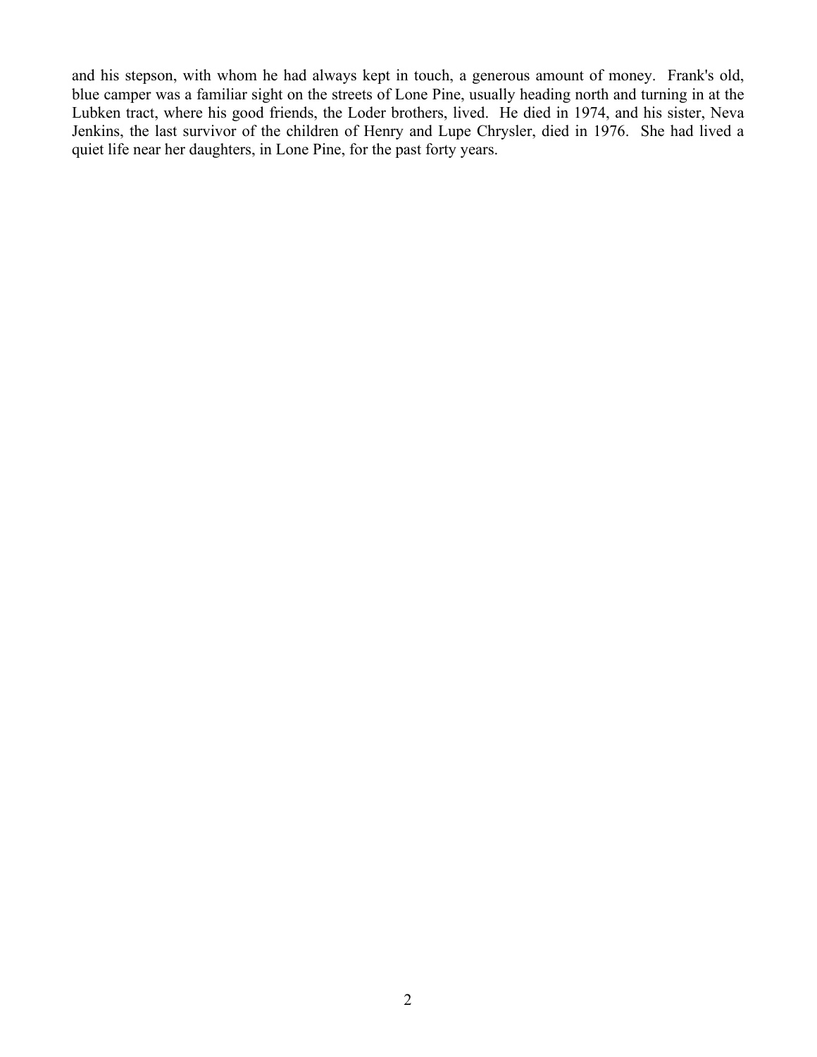and his stepson, with whom he had always kept in touch, a generous amount of money. Frank's old, blue camper was a familiar sight on the streets of Lone Pine, usually heading north and turning in at the Lubken tract, where his good friends, the Loder brothers, lived. He died in 1974, and his sister, Neva Jenkins, the last survivor of the children of Henry and Lupe Chrysler, died in 1976. She had lived a quiet life near her daughters, in Lone Pine, for the past forty years.